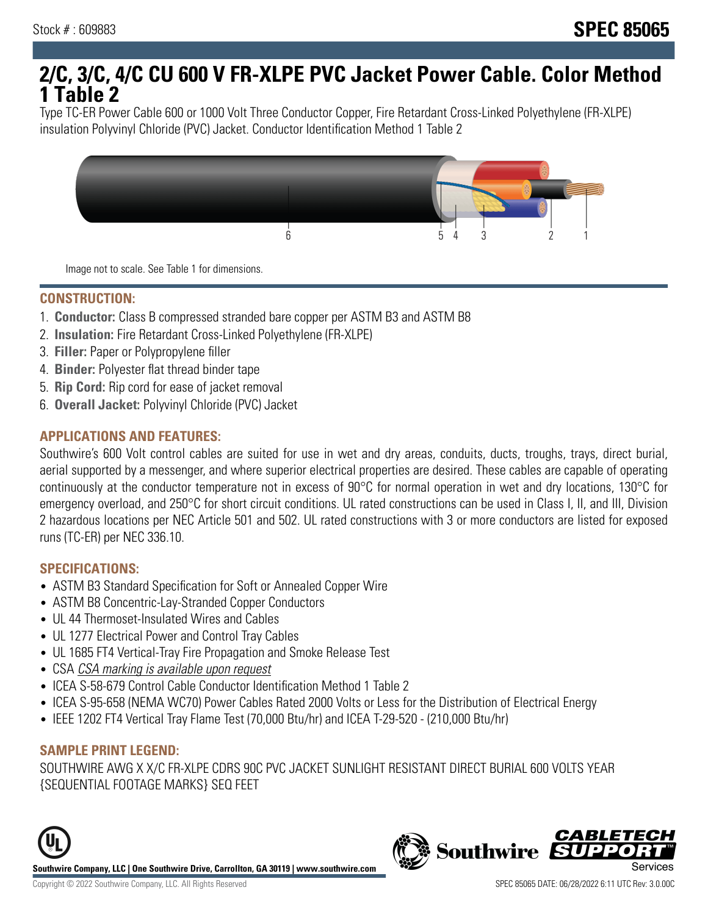Stock # : 609883

# SPEC 85065

# 2/C, 3/C, 4/C CU 600 V FR-XLPE PVC Jacket Power Cable. Color Method 1 Table 2

Type TC-ER Power Cable 600 or 1000 Volt Three Conductor Copper, Fire Retardant Cross-Linked Polyethylene (FR-XLPE) insulation Polyvinyl Chloride (PVC) Jacket. Conductor Identification Method 1 Table 2

Image not to scale. See Table 1 for dimensions.

## CONSTRUCTION:

1. **Conductor:** Class B compressed stranded bare copper per ASTM B3 and ASTM B8
2. **Insulation:** Fire Retardant Cross-Linked Polyethylene (FR-XLPE)
3. **Filler:** Paper or Polypropylene filler
4. **Binder:** Polyester flat thread binder tape
5. **Rip Cord:** Rip cord for ease of jacket removal
6. **Overall Jacket:** Polyvinyl Chloride (PVC) Jacket

## APPLICATIONS AND FEATURES:

Southwire's 600 Volt control cables are suited for use in wet and dry areas, conduits, ducts, troughs, trays, direct burial, aerial supported by a messenger, and where superior electrical properties are desired. These cables are capable of operating continuously at the conductor temperature not in excess of 90°C for normal operation in wet and dry locations, 130°C for emergency overload, and 250°C for short circuit conditions. UL rated constructions can be used in Class I, II, and III, Division 2 hazardous locations per NEC Article 501 and 502. UL rated constructions with 3 or more conductors are listed for exposed runs (TC-ER) per NEC 336.10.

## SPECIFICATIONS:

- ASTM B3 Standard Specification for Soft or Annealed Copper Wire
- ASTM B8 Concentric-Lay-Stranded Copper Conductors
- UL 44 Thermoset-Insulated Wires and Cables
- UL 1277 Electrical Power and Control Tray Cables
- UL 1685 FT4 Vertical-Tray Fire Propagation and Smoke Release Test
- CSA *CSA marking is available upon request*
- ICEA S-58-679 Control Cable Conductor Identification Method 1 Table 2
- ICEA S-95-658 (NEMA WC70) Power Cables Rated 2000 Volts or Less for the Distribution of Electrical Energy
- IEEE 1202 FT4 Vertical Tray Flame Test (70,000 Btu/hr) and ICEA T-29-520 - (210,000 Btu/hr)

## SAMPLE PRINT LEGEND:

SOUTHWIRE AWG X X/C FR-XLPE CDRS 90C PVC JACKET SUNLIGHT RESISTANT DIRECT BURIAL 600 VOLTS YEAR {SEQUENTIAL FOOTAGE MARKS} SEQ FEET

**Southwire Company, LLC | One Southwire Drive, Carrollton, GA 30119 | www.southwire.com**

Copyright © 2022 Southwire Company, LLC. All Rights Reserved

SPEC 85065 DATE: 06/28/2022 6:11 UTC Rev: 3.0.00C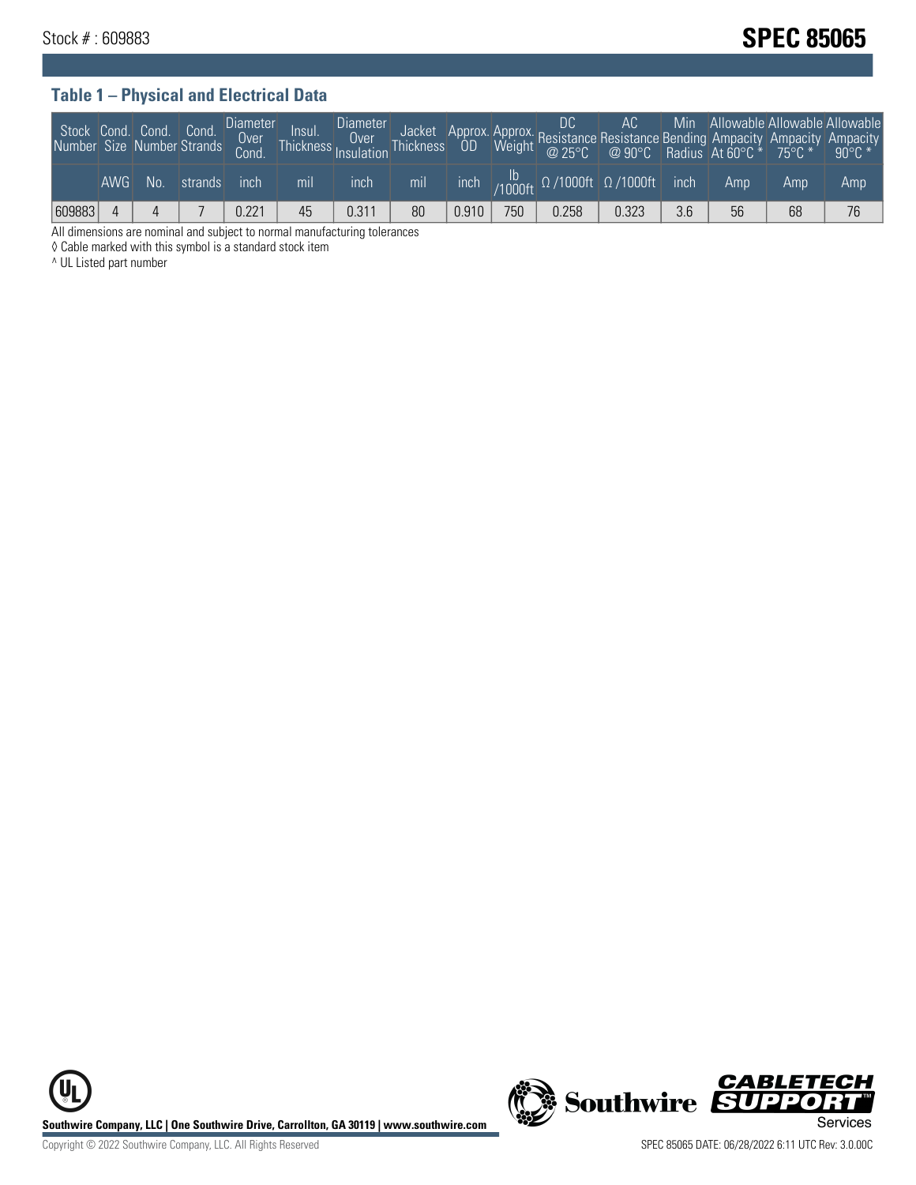## Table 1 – Physical and Electrical Data

| Stock Number | Cond. Size | Cond. Number | Cond. Strands | Diameter Over Cond. | Insul. Thickness | Diameter Over Insulation | Jacket Thickness | Approx. OD | Approx. Weight | DC Resistance @ 25°C | AC Resistance @ 90°C | Min Bending Radius | Allowable Ampacity At 60°C * | Allowable Ampacity 75°C * | Allowable Ampacity 90°C * |
|---|---|---|---|---|---|---|---|---|---|---|---|---|---|---|---|
| | AWG | No. | strands | inch | mil | inch | mil | inch | lb /1000ft | Ω /1000ft | Ω /1000ft | inch | Amp | Amp | Amp |
| 609883 | 4 | 4 | 7 | 0.221 | 45 | 0.311 | 80 | 0.910 | 750 | 0.258 | 0.323 | 3.6 | 56 | 68 | 76 |

All dimensions are nominal and subject to normal manufacturing tolerances

◊ Cable marked with this symbol is a standard stock item

^ UL Listed part number

**Southwire Company, LLC | One Southwire Drive, Carrollton, GA 30119 | www.southwire.com**

Copyright © 2022 Southwire Company, LLC. All Rights Reserved